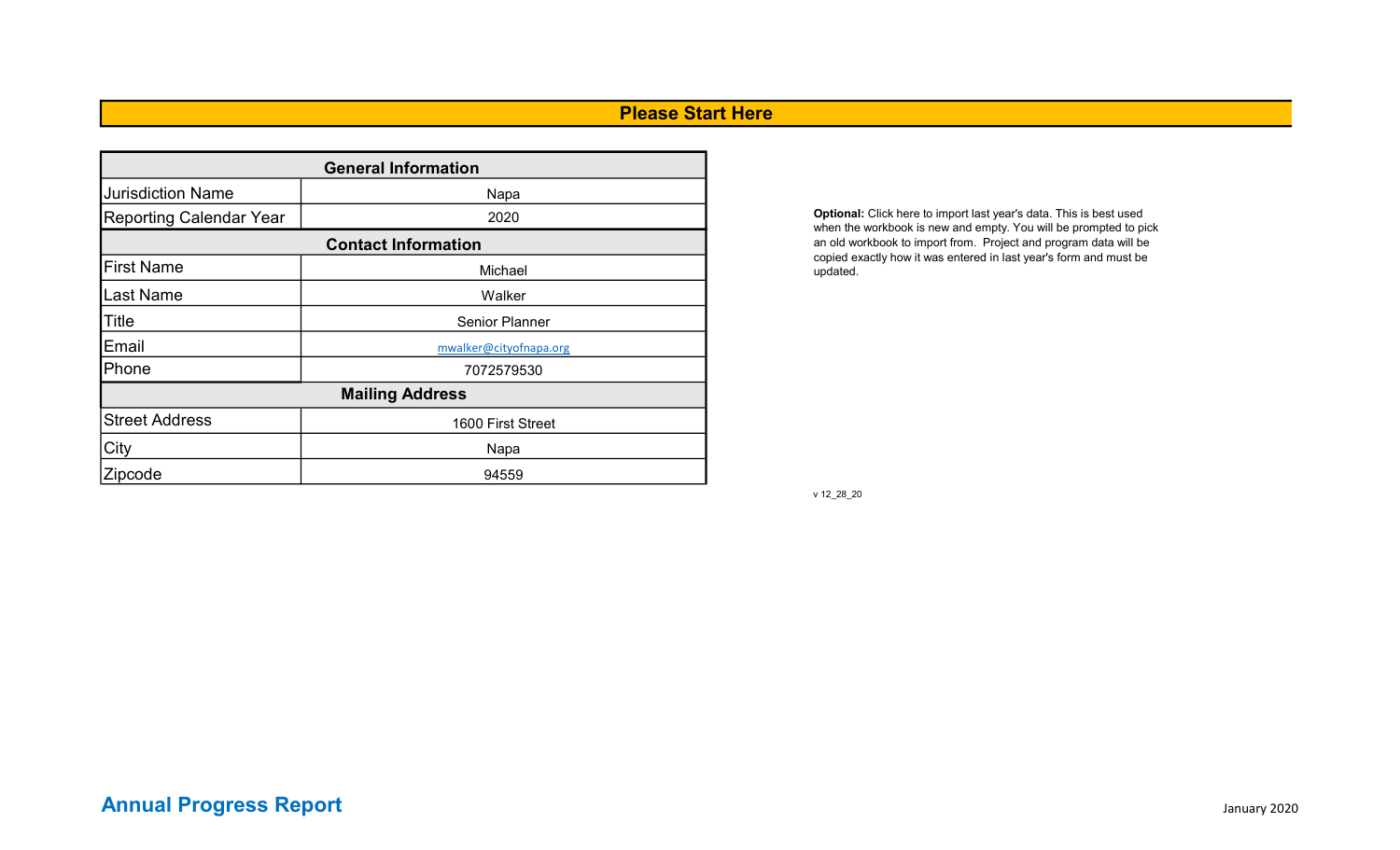# Please Start Here

| General Information | |
|---|---|
| Jurisdiction Name | Napa |
| Reporting Calendar Year | 2020 |
| **Contact Information** | |
| First Name | Michael |
| Last Name | Walker |
| Title | Senior Planner |
| Email | mwalker@cityofnapa.org |
| Phone | 7072579530 |
| **Mailing Address** | |
| Street Address | 1600 First Street |
| City | Napa |
| Zipcode | 94559 |

**Optional:** Click here to import last year's data. This is best used when the workbook is new and empty. You will be prompted to pick an old workbook to import from. Project and program data will be copied exactly how it was entered in last year's form and must be updated.

v 12_28_20

**Annual Progress Report**

January 2020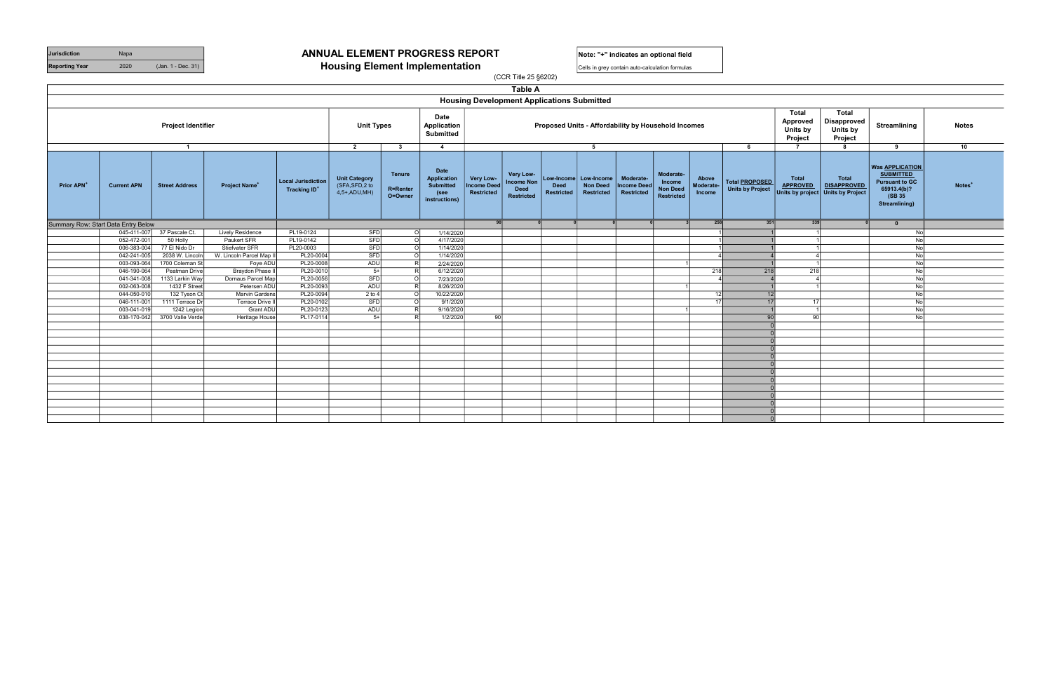| Jurisdiction | Napa | |
|---|---|---|
| Reporting Year | 2020 | (Jan. 1 - Dec. 31) |

# ANNUAL ELEMENT PROGRESS REPORT
## Housing Element Implementation

(CCR Title 25 §6202)

**Note: "+" indicates an optional field**

Cells in grey contain auto-calculation formulas

### Table A
### Housing Development Applications Submitted

| Project Identifier | | | | | Unit Types | | Date Application Submitted | Proposed Units - Affordability by Household Incomes | | | | | | | | Total Approved Units by Project | Total Disapproved Units by Project | Streamlining | Notes |
|---|---|---|---|---|---|---|---|---|---|---|---|---|---|---|---|---|---|---|---|
| 1 | | | | | 2 | 3 | 4 | 5 | | | | | | | 6 | 7 | 8 | 9 | 10 |
| Prior APN+ | Current APN | Street Address | Project Name+ | Local Jurisdiction Tracking ID+ | Unit Category (SFA,SFD,2 to 4,5+,ADU,MH) | Tenure R=Renter O=Owner | Date Application Submitted (see instructions) | Very Low-Income Deed Restricted | Very Low-Income Non Deed Restricted | Low-Income Deed Restricted | Low-Income Non Deed Restricted | Moderate-Income Deed Restricted | Moderate-Income Non Deed Restricted | Above Moderate-Income | Total PROPOSED Units by Project | Total APPROVED Units by project | Total DISAPPROVED Units by Project | Was APPLICATION SUBMITTED Pursuant to GC 65913.4(b)? (SB 35 Streamlining) | Notes+ |
| Summary Row: Start Data Entry Below | | | | | | | | 90 | 0 | 0 | 0 | 0 | 3 | 258 | 351 | 339 | 0 | 0 | |
| | 045-411-007 | 37 Pascale Ct. | Lively Residence | PL19-0124 | SFD | O | 1/14/2020 | | | | | | | 1 | 1 | 1 | | No | |
| | 052-472-001 | 50 Holly | Paukert SFR | PL19-0142 | SFD | O | 4/17/2020 | | | | | | | 1 | 1 | 1 | | No | |
| | 006-383-004 | 77 El Nido Dr | Stiefvater SFR | PL20-0003 | SFD | O | 1/14/2020 | | | | | | | 1 | 1 | 1 | | No | |
| | 042-241-005 | 2038 W. Lincoln | W. Lincoln Parcel Map II | PL20-0004 | SFD | O | 1/14/2020 | | | | | | | 4 | 4 | 4 | | No | |
| | 003-093-064 | 1700 Coleman St | Foye ADU | PL20-0008 | ADU | R | 2/24/2020 | | | | | | 1 | | 1 | 1 | | No | |
| | 046-190-064 | Peatman Drive | Braydon Phase II | PL20-0010 | 5+ | R | 6/12/2020 | | | | | | | 218 | 218 | 218 | | No | |
| | 041-341-008 | 1133 Larkin Way | Dornaus Parcel Map | PL20-0056 | SFD | O | 7/23/2020 | | | | | | | 4 | 4 | 4 | | No | |
| | 002-063-008 | 1432 F Street | Petersen ADU | PL20-0093 | ADU | R | 8/26/2020 | | | | | | 1 | | 1 | 1 | | No | |
| | 044-050-010 | 132 Tyson Ct | Marvin Gardens | PL20-0094 | 2 to 4 | O | 10/22/2020 | | | | | | | 12 | 12 | | | No | |
| | 046-111-001 | 1111 Terrace Dr | Terrace Drive II | PL20-0102 | SFD | O | 9/1/2020 | | | | | | | 17 | 17 | 17 | | No | |
| | 003-041-019 | 1242 Legion | Grant ADU | PL20-0123 | ADU | R | 9/16/2020 | | | | | | 1 | | 1 | 1 | | No | |
| | 038-170-042 | 3700 Valle Verde | Heritage House | PL17-0114 | 5+ | R | 1/2/2020 | 90 | | | | | | | 90 | 90 | | No | |
| | | | | | | | | | | | | | | | 0 | | | | |
| | | | | | | | | | | | | | | | 0 | | | | |
| | | | | | | | | | | | | | | | 0 | | | | |
| | | | | | | | | | | | | | | | 0 | | | | |
| | | | | | | | | | | | | | | | 0 | | | | |
| | | | | | | | | | | | | | | | 0 | | | | |
| | | | | | | | | | | | | | | | 0 | | | | |
| | | | | | | | | | | | | | | | 0 | | | | |
| | | | | | | | | | | | | | | | 0 | | | | |
| | | | | | | | | | | | | | | | 0 | | | | |
| | | | | | | | | | | | | | | | 0 | | | | |
| | | | | | | | | | | | | | | | 0 | | | | |
| | | | | | | | | | | | | | | | 0 | | | | |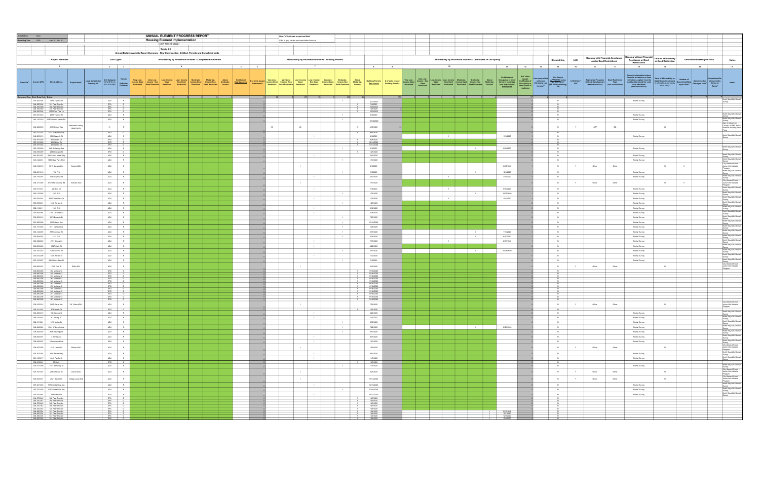| Jurisdiction | Napa |
|---|---|
| Reporting Year | 2020 (Jan. 1 - Dec. 31) |

# ANNUAL ELEMENT PROGRESS REPORT
## Housing Element Implementation
(CCR Title 25 §6202)

Note: "+" indicates an optional field

Cells in grey contain auto-calculation formulas

### Table A2
### Annual Building Activity Report Summary - New Construction, Entitled, Permits and Completed Units

| Project Identifier | | | | | Unit Types | | Affordability by Household Incomes - Completed Entitlement | | | | | | | | | Affordability by Household Incomes - Building Permits | | | | | | | | | Affordability by Household Incomes - Certificates of Occupancy | | | | | | | | | | | | Streamlining | Infill | Housing with Financial Assistance and/or Deed Restrictions | | Housing without Financial Assistance or Deed Restrictions | Term of Affordability or Deed Restriction | Demolished/Destroyed Units | | | Notes |
|---|---|---|---|---|---|---|---|---|---|---|---|---|---|---|---|---|---|---|---|---|---|---|---|---|---|---|---|---|---|---|---|---|---|---|---|---|---|---|---|---|---|---|---|---|---|---|
| 1 | | | | | 2 | 3 | 4 | | | | | | | 5 | 6 | 7 | | | | | | | 8 | 9 | 10 | | | | | | | 11 | 12 | 13 | 14 | 15 | 16 | 17 | 18 | 19 | 20 | | | 21 |
| Prior APN+ | Current APN | Street Address | Project Name+ | Local Jurisdiction Tracking ID+ | Unit Category (SFA,SFD,2 to 4,5+,ADU,MH) | Tenure R=Renter O=Owner | Very Low-Income Deed Restricted | Very Low-Income Non Deed Restricted | Low-Income Deed Restricted | Low-Income Non Deed Restricted | Moderate-Income Deed Restricted | Moderate-Income Non Deed Restricted | Above Moderate-Income | Entitlement Date Approved | # of Units issued Entitlements | Very Low-Income Deed Restricted | Very Low-Income Non Deed Restricted | Low-Income Deed Restricted | Low-Income Non Deed Restricted | Moderate-Income Deed Restricted | Moderate-Income Non Deed Restricted | Above Moderate-Income | Building Permits Date Issued | # of Units Issued Building Permits | Very Low-Income Deed Restricted | Very Low-Income Non Deed Restricted | Low-Income Deed Restricted | Low-Income Non Deed Restricted | Moderate-Income Deed Restricted | Moderate-Income Non Deed Restricted | Above Moderate-Income | Certificates of Occupancy or other forms of readiness (see instructions) Date Issued | # of Units issued Certificates of Occupancy or other forms of readiness | How many of the units were Extremely Low Income?+ | Was Project APPROVED using GC 65913.4(b)? (SB 35 Streamlining) Y/N | Infill Units? Y/N+ | Assistance Programs for Each Development (see instructions) | Deed Restriction Type (see instructions) | For units affordable without financial assistance or deed restrictions, explain how the locality determined the units were affordable (see instructions) | Term of Affordability or Deed Restriction (years) (if affordable in perpetuity enter 1000)+ | Number of Demolished/Destroyed Units+ | Demolished or Destroyed Units+ | Demolished/Destroyed Units Owner or Renter+ | Notes+ |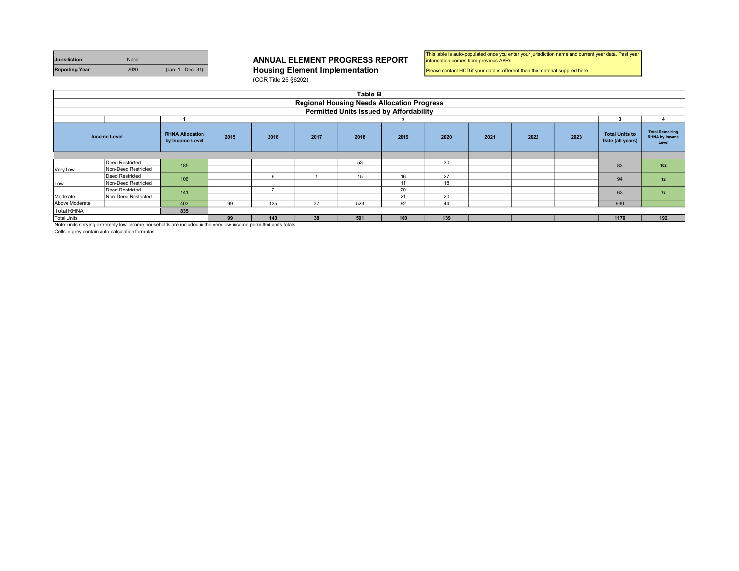| Jurisdiction | Napa | |
|---|---|---|
| Reporting Year | 2020 | (Jan. 1 - Dec. 31) |

# ANNUAL ELEMENT PROGRESS REPORT
## Housing Element Implementation
(CCR Title 25 §6202)

This table is auto-populated once you enter your jurisdiction name and current year data. Past year information comes from previous APRs.

Please contact HCD if your data is different than the material supplied here

### Table B
### Regional Housing Needs Allocation Progress
### Permitted Units Issued by Affordability

| | | 1 | 2 | | | | | | | | | 3 | 4 |
|---|---|---|---|---|---|---|---|---|---|---|---|---|---|
| Income Level | | RHNA Allocation by Income Level | 2015 | 2016 | 2017 | 2018 | 2019 | 2020 | 2021 | 2022 | 2023 | Total Units to Date (all years) | Total Remaining RHNA by Income Level |
| Very Low | Deed Restricted | 185 | | | | 53 | | 30 | | | | 83 | 102 |
| | Non-Deed Restricted | | | | | | | | | | | | |
| Low | Deed Restricted | 106 | | 6 | 1 | 15 | 16 | 27 | | | | 94 | 12 |
| | Non-Deed Restricted | | | | | | 11 | 18 | | | | | |
| Moderate | Deed Restricted | 141 | | 2 | | | 20 | | | | | 63 | 78 |
| | Non-Deed Restricted | | | | | | 21 | 20 | | | | | |
| Above Moderate | | 403 | 99 | 135 | 37 | 523 | 92 | 44 | | | | 930 | |
| Total RHNA | | 835 | | | | | | | | | | | |
| Total Units | | | 99 | 143 | 38 | 591 | 160 | 139 | | | | 1170 | 192 |

Note: units serving extremely low-income households are included in the very low-income permitted units totals

Cells in grey contain auto-calculation formulas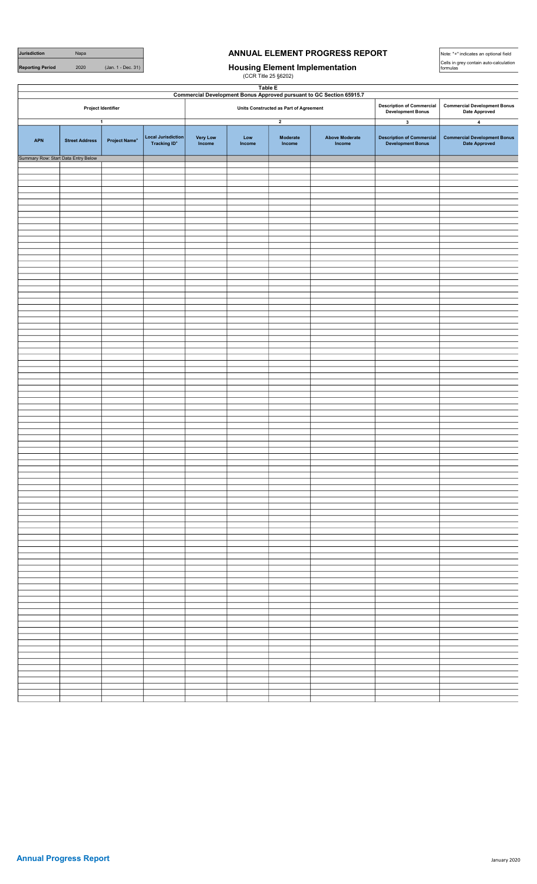| Jurisdiction | Napa | |
|---|---|---|
| Reporting Period | 2020 | (Jan. 1 - Dec. 31) |

# ANNUAL ELEMENT PROGRESS REPORT

## Housing Element Implementation

(CCR Title 25 §6202)

Note: "+" indicates an optional field

Cells in grey contain auto-calculation formulas

### Table E

**Commercial Development Bonus Approved pursuant to GC Section 65915.7**

| Project Identifier | | | | Units Constructed as Part of Agreement | | | | Description of Commercial Development Bonus | Commercial Development Bonus Date Approved |
|---|---|---|---|---|---|---|---|---|---|
| 1 | | | | 2 | | | | 3 | 4 |
| APN | Street Address | Project Name+ | Local Jurisdiction Tracking ID+ | Very Low Income | Low Income | Moderate Income | Above Moderate Income | Description of Commercial Development Bonus | Commercial Development Bonus Date Approved |
| Summary Row: Start Data Entry Below | | | | | | | | | |
| | | | | | | | | | |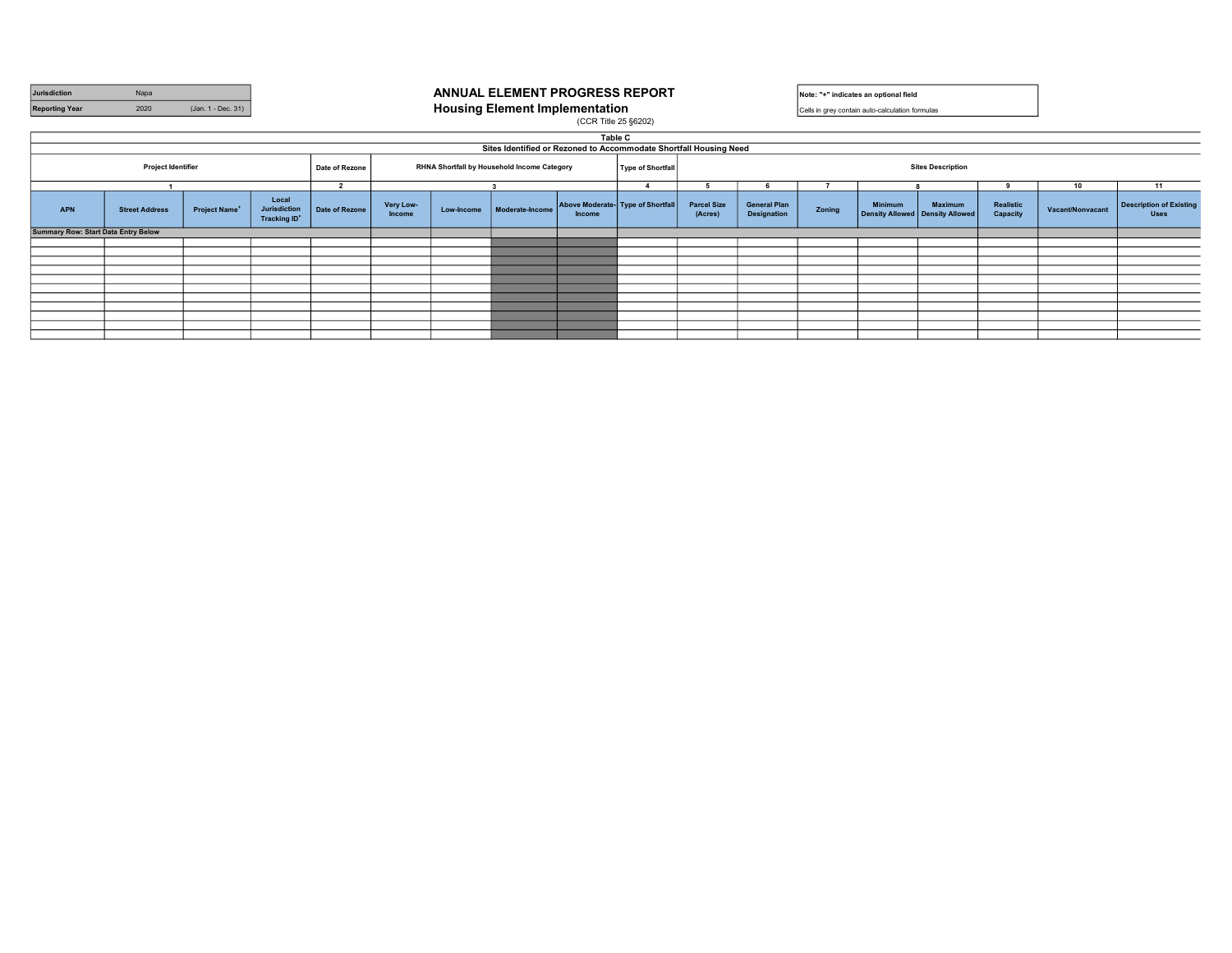| Jurisdiction | Napa | |
|---|---|---|
| Reporting Year | 2020 | (Jan. 1 - Dec. 31) |

# ANNUAL ELEMENT PROGRESS REPORT
## Housing Element Implementation
(CCR Title 25 §6202)

Note: "+" indicates an optional field

Cells in grey contain auto-calculation formulas

### Table C
### Sites Identified or Rezoned to Accommodate Shortfall Housing Need

| Project Identifier | | | | Date of Rezone | RHNA Shortfall by Household Income Category | | | | Type of Shortfall | Sites Description | | | | | | | |
|---|---|---|---|---|---|---|---|---|---|---|---|---|---|---|---|---|---|
| 1 | | | | 2 | 3 | | | | 4 | 5 | 6 | 7 | 8 | | 9 | 10 | 11 |
| APN | Street Address | Project Name+ | Local Jurisdiction Tracking ID+ | Date of Rezone | Very Low-Income | Low-Income | Moderate-Income | Above Moderate-Income | Type of Shortfall | Parcel Size (Acres) | General Plan Designation | Zoning | Minimum Density Allowed | Maximum Density Allowed | Realistic Capacity | Vacant/Nonvacant | Description of Existing Uses |
| Summary Row: Start Data Entry Below | | | | | | | | | | | | | | | | | |
| | | | | | | | | | | | | | | | | | |
| | | | | | | | | | | | | | | | | | |
| | | | | | | | | | | | | | | | | | |
| | | | | | | | | | | | | | | | | | |
| | | | | | | | | | | | | | | | | | |
| | | | | | | | | | | | | | | | | | |
| | | | | | | | | | | | | | | | | | |
| | | | | | | | | | | | | | | | | | |
| | | | | | | | | | | | | | | | | | |
| | | | | | | | | | | | | | | | | | |
| | | | | | | | | | | | | | | | | | |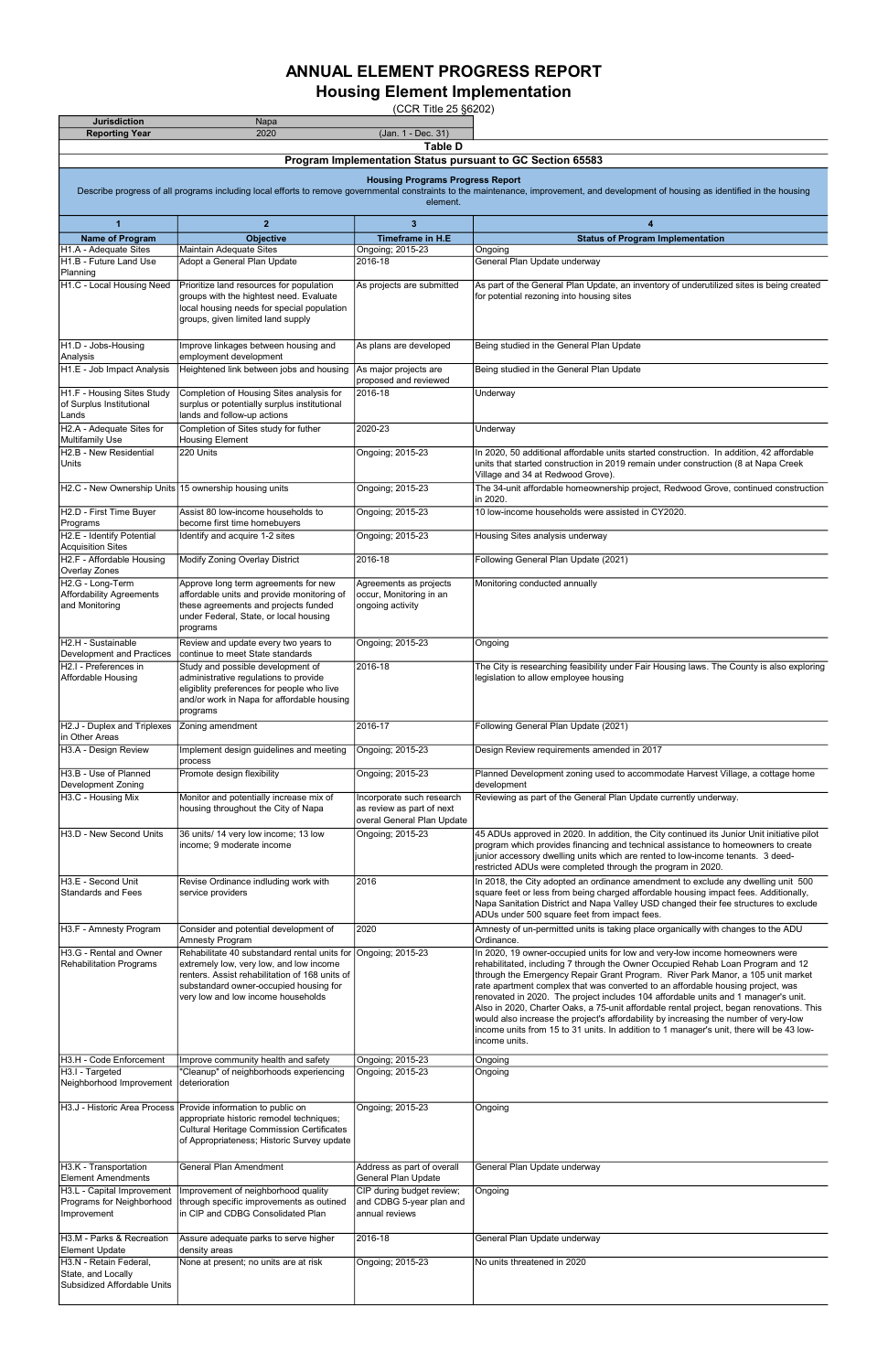# ANNUAL ELEMENT PROGRESS REPORT
## Housing Element Implementation

(CCR Title 25 §6202)

| Jurisdiction | Napa | |
|---|---|---|
| Reporting Year | 2020 | (Jan. 1 - Dec. 31) |

### Table D

**Program Implementation Status pursuant to GC Section 65583**

**Housing Programs Progress Report**

Describe progress of all programs including local efforts to remove governmental constraints to the maintenance, improvement, and development of housing as identified in the housing element.

| 1 | 2 | 3 | 4 |
|---|---|---|---|
| **Name of Program** | **Objective** | **Timeframe in H.E** | **Status of Program Implementation** |
| H1.A - Adequate Sites | Maintain Adequate Sites | Ongoing; 2015-23 | Ongoing |
| H1.B - Future Land Use Planning | Adopt a General Plan Update | 2016-18 | General Plan Update underway |
| H1.C - Local Housing Need | Prioritize land resources for population groups with the hightest need. Evaluate local housing needs for special population groups, given limited land supply | As projects are submitted | As part of the General Plan Update, an inventory of underutilized sites is being created for potential rezoning into housing sites |
| H1.D - Jobs-Housing Analysis | Improve linkages between housing and employment development | As plans are developed | Being studied in the General Plan Update |
| H1.E - Job Impact Analysis | Heightened link between jobs and housing | As major projects are proposed and reviewed | Being studied in the General Plan Update |
| H1.F - Housing Sites Study of Surplus Institutional Lands | Completion of Housing Sites analysis for surplus or potentially surplus institutional lands and follow-up actions | 2016-18 | Underway |
| H2.A - Adequate Sites for Multifamily Use | Completion of Sites study for futher Housing Element | 2020-23 | Underway |
| H2.B - New Residential Units | 220 Units | Ongoing; 2015-23 | In 2020, 50 additional affordable units started construction. In addition, 42 affordable units that started construction in 2019 remain under construction (8 at Napa Creek Village and 34 at Redwood Grove). |
| H2.C - New Ownership Units | 15 ownership housing units | Ongoing; 2015-23 | The 34-unit affordable homeownership project, Redwood Grove, continued construction in 2020. |
| H2.D - First Time Buyer Programs | Assist 80 low-income households to become first time homebuyers | Ongoing; 2015-23 | 10 low-income households were assisted in CY2020. |
| H2.E - Identify Potential Acquisition Sites | Identify and acquire 1-2 sites | Ongoing; 2015-23 | Housing Sites analysis underway |
| H2.F - Affordable Housing Overlay Zones | Modify Zoning Overlay District | 2016-18 | Following General Plan Update (2021) |
| H2.G - Long-Term Affordability Agreements and Monitoring | Approve long term agreements for new affordable units and provide monitoring of these agreements and projects funded under Federal, State, or local housing programs | Agreements as projects occur, Monitoring in an ongoing activity | Monitoring conducted annually |
| H2.H - Sustainable Development and Practices | Review and update every two years to continue to meet State standards | Ongoing; 2015-23 | Ongoing |
| H2.I - Preferences in Affordable Housing | Study and possible development of administrative regulations to provide eligiblity preferences for people who live and/or work in Napa for affordable housing programs | 2016-18 | The City is researching feasibility under Fair Housing laws. The County is also exploring legislation to allow employee housing |
| H2.J - Duplex and Triplexes in Other Areas | Zoning amendment | 2016-17 | Following General Plan Update (2021) |
| H3.A - Design Review | Implement design guidelines and meeting process | Ongoing; 2015-23 | Design Review requirements amended in 2017 |
| H3.B - Use of Planned Development Zoning | Promote design flexibility | Ongoing; 2015-23 | Planned Development zoning used to accommodate Harvest Village, a cottage home development |
| H3.C - Housing Mix | Monitor and potentially increase mix of housing throughout the City of Napa | Incorporate such research as review as part of next overal General Plan Update | Reviewing as part of the General Plan Update currently underway. |
| H3.D - New Second Units | 36 units/ 14 very low income; 13 low income; 9 moderate income | Ongoing; 2015-23 | 45 ADUs approved in 2020. In addition, the City continued its Junior Unit initiative pilot program which provides financing and technical assistance to homeowners to create junior accessory dwelling units which are rented to low-income tenants. 3 deed-restricted ADUs were completed through the program in 2020. |
| H3.E - Second Unit Standards and Fees | Revise Ordinance indluding work with service providers | 2016 | In 2018, the City adopted an ordinance amendment to exclude any dwelling unit 500 square feet or less from being charged affordable housing impact fees. Additionally, Napa Sanitation District and Napa Valley USD changed their fee structures to exclude ADUs under 500 square feet from impact fees. |
| H3.F - Amnesty Program | Consider and potential development of Amnesty Program | 2020 | Amnesty of un-permitted units is taking place organically with changes to the ADU Ordinance. |
| H3.G - Rental and Owner Rehabilitation Programs | Rehabilitate 40 substandard rental units for extremely low, very low, and low income renters. Assist rehabilitation of 168 units of substandard owner-occupied housing for very low and low income households | Ongoing; 2015-23 | In 2020, 19 owner-occupied units for low and very-low income homeowners were rehabilitated, including 7 through the Owner Occupied Rehab Loan Program and 12 through the Emergency Repair Grant Program. River Park Manor, a 105 unit market rate apartment complex that was converted to an affordable housing project, was renovated in 2020. The project includes 104 affordable units and 1 manager's unit. Also in 2020, Charter Oaks, a 75-unit affordable rental project, began renovations. This would also increase the project's affordability by increasing the number of very-low income units from 15 to 31 units. In addition to 1 manager's unit, there will be 43 low-income units. |
| H3.H - Code Enforcement | Improve community health and safety | Ongoing; 2015-23 | Ongoing |
| H3.I - Targeted Neighborhood Improvement | "Cleanup" of neighborhoods experiencing deterioration | Ongoing; 2015-23 | Ongoing |
| H3.J - Historic Area Process | Provide information to public on appropriate historic remodel techniques; Cultural Heritage Commission Certificates of Appropriateness; Historic Survey update | Ongoing; 2015-23 | Ongoing |
| H3.K - Transportation Element Amendments | General Plan Amendment | Address as part of overall General Plan Update | General Plan Update underway |
| H3.L - Capital Improvement Programs for Neighborhood Improvement | Improvement of neighborhood quality through specific improvements as outined in CIP and CDBG Consolidated Plan | CIP during budget review; and CDBG 5-year plan and annual reviews | Ongoing |
| H3.M - Parks & Recreation Element Update | Assure adequate parks to serve higher density areas | 2016-18 | General Plan Update underway |
| H3.N - Retain Federal, State, and Locally Subsidized Affordable Units | None at present; no units are at risk | Ongoing; 2015-23 | No units threatened in 2020 |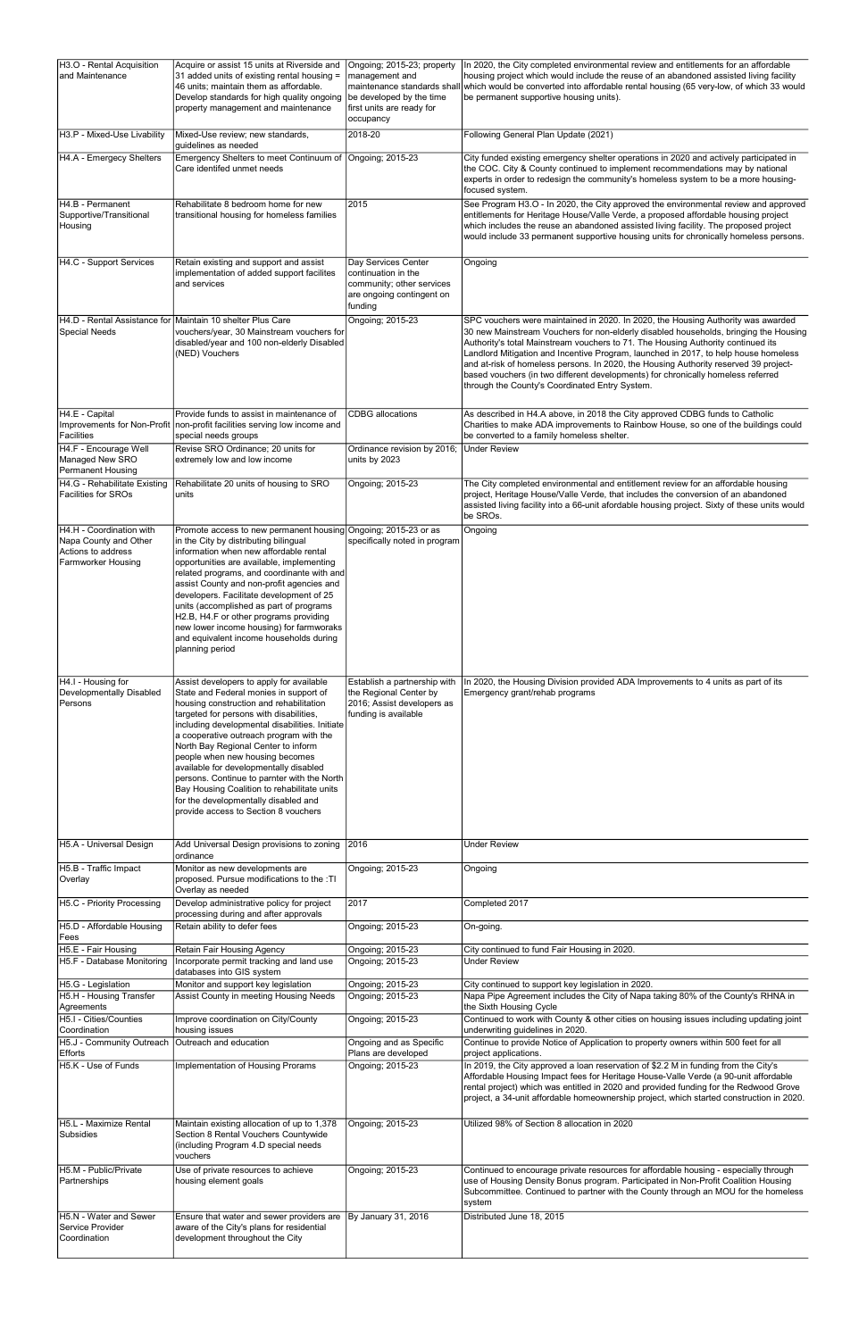| | | | |
|---|---|---|---|
| H3.O - Rental Acquisition and Maintenance | Acquire or assist 15 units at Riverside and 31 added units of existing rental housing = 46 units; maintain them as affordable. Develop standards for high quality ongoing property management and maintenance | Ongoing; 2015-23; property management and maintenance standards shall be developed by the time first units are ready for occupancy | In 2020, the City completed environmental review and entitlements for an affordable housing project which would include the reuse of an abandoned assisted living facility which would be converted into affordable rental housing (65 very-low, of which 33 would be permanent supportive housing units). |
| H3.P - Mixed-Use Livability | Mixed-Use review; new standards, guidelines as needed | 2018-20 | Following General Plan Update (2021) |
| H4.A - Emergecy Shelters | Emergency Shelters to meet Continuum of Care identifed unmet needs | Ongoing; 2015-23 | City funded existing emergency shelter operations in 2020 and actively participated in the COC. City & County continued to implement recommendations may by national experts in order to redesign the community's homeless system to be a more housing-focused system. |
| H4.B - Permanent Supportive/Transitional Housing | Rehabilitate 8 bedroom home for new transitional housing for homeless families | 2015 | See Program H3.O - In 2020, the City approved the environmental review and approved entitlements for Heritage House/Valle Verde, a proposed affordable housing project which includes the reuse an abandoned assisted living facility. The proposed project would include 33 permanent supportive housing units for chronically homeless persons. |
| H4.C - Support Services | Retain existing and support and assist implementation of added support facilites and services | Day Services Center continuation in the community; other services are ongoing contingent on funding | Ongoing |
| H4.D - Rental Assistance for Special Needs | Maintain 10 shelter Plus Care vouchers/year, 30 Mainstream vouchers for disabled/year and 100 non-elderly Disabled (NED) Vouchers | Ongoing; 2015-23 | SPC vouchers were maintained in 2020. In 2020, the Housing Authority was awarded 30 new Mainstream Vouchers for non-elderly disabled households, bringing the Housing Authority's total Mainstream vouchers to 71. The Housing Authority continued its Landlord Mitigation and Incentive Program, launched in 2017, to help house homeless and at-risk of homeless persons. In 2020, the Housing Authority reserved 39 project-based vouchers (in two different developments) for chronically homeless referred through the County's Coordinated Entry System. |
| H4.E - Capital Improvements for Non-Profit Facilities | Provide funds to assist in maintenance of non-profit facilities serving low income and special needs groups | CDBG allocations | As described in H4.A above, in 2018 the City approved CDBG funds to Catholic Charities to make ADA improvements to Rainbow House, so one of the buildings could be converted to a family homeless shelter. |
| H4.F - Encourage Well Managed New SRO Permanent Housing | Revise SRO Ordinance; 20 units for extremely low and low income | Ordinance revision by 2016; units by 2023 | Under Review |
| H4.G - Rehabilitate Existing Facilities for SROs | Rehabilitate 20 units of housing to SRO units | Ongoing; 2015-23 | The City completed environmental and entitlement review for an affordable housing project, Heritage House/Valle Verde, that includes the conversion of an abandoned assisted living facility into a 66-unit afordable housing project. Sixty of these units would be SROs. |
| H4.H - Coordination with Napa County and Other Actions to address Farmworker Housing | Promote access to new permanent housing in the City by distributing bilingual information when new affordable rental opportunities are available, implementing related programs, and coordinante with and assist County and non-profit agencies and developers. Facilitate development of 25 units (accomplished as part of programs H2.B, H4.F or other programs providing new lower income housing) for farmworaks and equivalent income households during planning period | Ongoing; 2015-23 or as specifically noted in program | Ongoing |
| H4.I - Housing for Developmentally Disabled Persons | Assist developers to apply for available State and Federal monies in support of housing construction and rehabilitation targeted for persons with disabilities, including developmental disabilities. Initiate a cooperative outreach program with the North Bay Regional Center to inform people when new housing becomes available for developmentally disabled persons. Continue to parnter with the North Bay Housing Coalition to rehabilitate units for the developmentally disabled and provide access to Section 8 vouchers | Establish a partnership with the Regional Center by 2016; Assist developers as funding is available | In 2020, the Housing Division provided ADA Improvements to 4 units as part of its Emergency grant/rehab programs |
| H5.A - Universal Design | Add Universal Design provisions to zoning ordinance | 2016 | Under Review |
| H5.B - Traffic Impact Overlay | Monitor as new developments are proposed. Pursue modifications to the :TI Overlay as needed | Ongoing; 2015-23 | Ongoing |
| H5.C - Priority Processing | Develop administrative policy for project processing during and after approvals | 2017 | Completed 2017 |
| H5.D - Affordable Housing Fees | Retain ability to defer fees | Ongoing; 2015-23 | On-going. |
| H5.E - Fair Housing | Retain Fair Housing Agency | Ongoing; 2015-23 | City continued to fund Fair Housing in 2020. |
| H5.F - Database Monitoring | Incorporate permit tracking and land use databases into GIS system | Ongoing; 2015-23 | Under Review |
| H5.G - Legislation | Monitor and support key legislation | Ongoing; 2015-23 | City continued to support key legislation in 2020. |
| H5.H - Housing Transfer Agreements | Assist County in meeting Housing Needs | Ongoing; 2015-23 | Napa Pipe Agreement includes the City of Napa taking 80% of the County's RHNA in the Sixth Housing Cycle |
| H5.I - Cities/Counties Coordination | Improve coordination on City/County housing issues | Ongoing; 2015-23 | Continued to work with County & other cities on housing issues including updating joint underwriting guidelines in 2020. |
| H5.J - Community Outreach Efforts | Outreach and education | Ongoing and as Specific Plans are developed | Continue to provide Notice of Application to property owners within 500 feet for all project applications. |
| H5.K - Use of Funds | Implementation of Housing Prorams | Ongoing; 2015-23 | In 2019, the City approved a loan reservation of $2.2 M in funding from the City's Affordable Housing Impact fees for Heritage House-Valle Verde (a 90-unit affordable rental project) which was entitled in 2020 and provided funding for the Redwood Grove project, a 34-unit affordable homeownership project, which started construction in 2020. |
| H5.L - Maximize Rental Subsidies | Maintain existing allocation of up to 1,378 Section 8 Rental Vouchers Countywide (including Program 4.D special needs vouchers | Ongoing; 2015-23 | Utilized 98% of Section 8 allocation in 2020 |
| H5.M - Public/Private Partnerships | Use of private resources to achieve housing element goals | Ongoing; 2015-23 | Continued to encourage private resources for affordable housing - especially through use of Housing Density Bonus program. Participated in Non-Profit Coalition Housing Subcommittee. Continued to partner with the County through an MOU for the homeless system |
| H5.N - Water and Sewer Service Provider Coordination | Ensure that water and sewer providers are aware of the City's plans for residential development throughout the City | By January 31, 2016 | Distributed June 18, 2015 |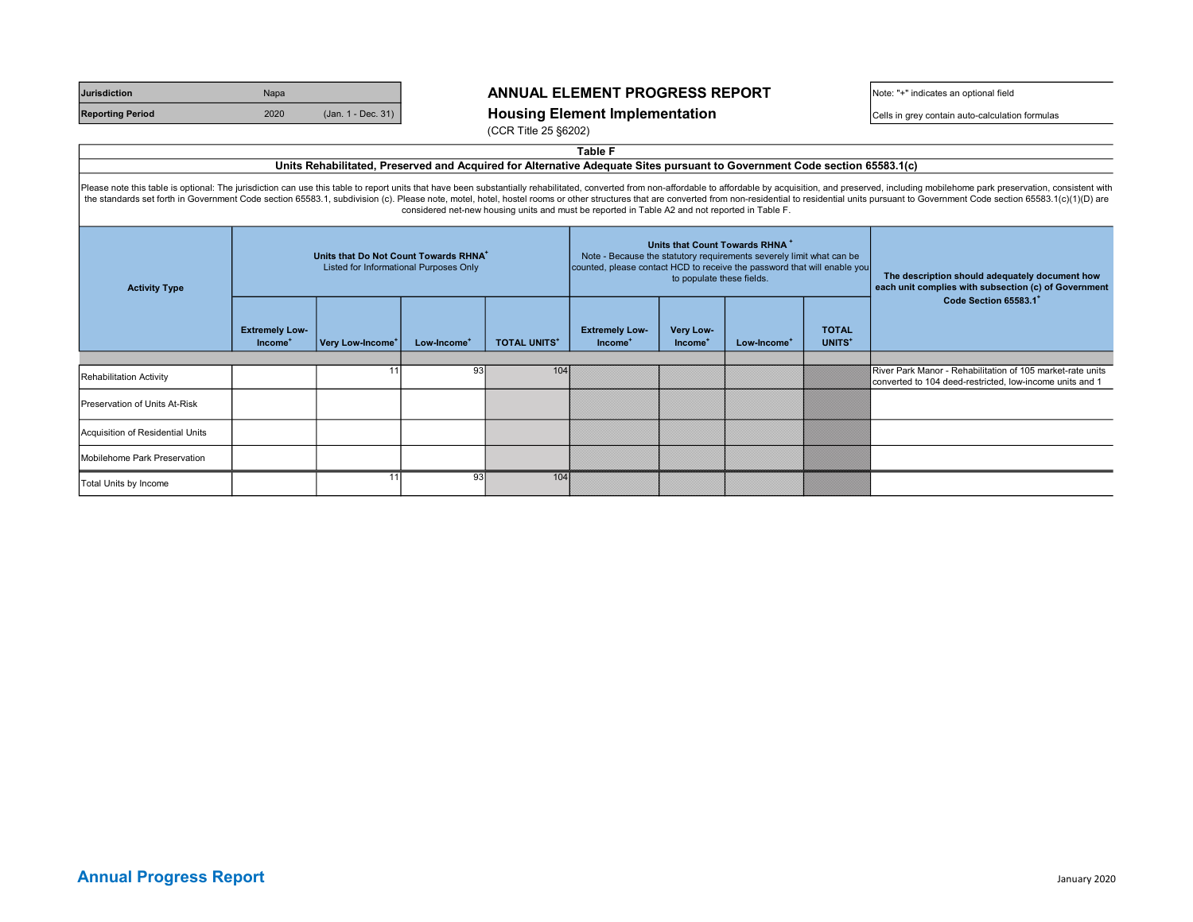| Jurisdiction | Napa | |
|---|---|---|
| Reporting Period | 2020 | (Jan. 1 - Dec. 31) |

## ANNUAL ELEMENT PROGRESS REPORT
### Housing Element Implementation
(CCR Title 25 §6202)

Note: "+" indicates an optional field

Cells in grey contain auto-calculation formulas

### Table F
#### Units Rehabilitated, Preserved and Acquired for Alternative Adequate Sites pursuant to Government Code section 65583.1(c)

Please note this table is optional: The jurisdiction can use this table to report units that have been substantially rehabilitated, converted from non-affordable to affordable by acquisition, and preserved, including mobilehome park preservation, consistent with the standards set forth in Government Code section 65583.1, subdivision (c). Please note, motel, hotel, hostel rooms or other structures that are converted from non-residential to residential units pursuant to Government Code section 65583.1(c)(1)(D) are considered net-new housing units and must be reported in Table A2 and not reported in Table F.

| Activity Type | Units that Do Not Count Towards RHNA+ Listed for Informational Purposes Only | | | | Units that Count Towards RHNA + Note - Because the statutory requirements severely limit what can be counted, please contact HCD to receive the password that will enable you to populate these fields. | | | | The description should adequately document how each unit complies with subsection (c) of Government Code Section 65583.1+ |
|---|---|---|---|---|---|---|---|---|---|
| | Extremely Low-Income+ | Very Low-Income+ | Low-Income+ | TOTAL UNITS+ | Extremely Low-Income+ | Very Low-Income+ | Low-Income+ | TOTAL UNITS+ | |
| Rehabilitation Activity | | 11 | 93 | 104 | | | | | River Park Manor - Rehabilitation of 105 market-rate units converted to 104 deed-restricted, low-income units and 1 |
| Preservation of Units At-Risk | | | | | | | | | |
| Acquisition of Residential Units | | | | | | | | | |
| Mobilehome Park Preservation | | | | | | | | | |
| Total Units by Income | | 11 | 93 | 104 | | | | | |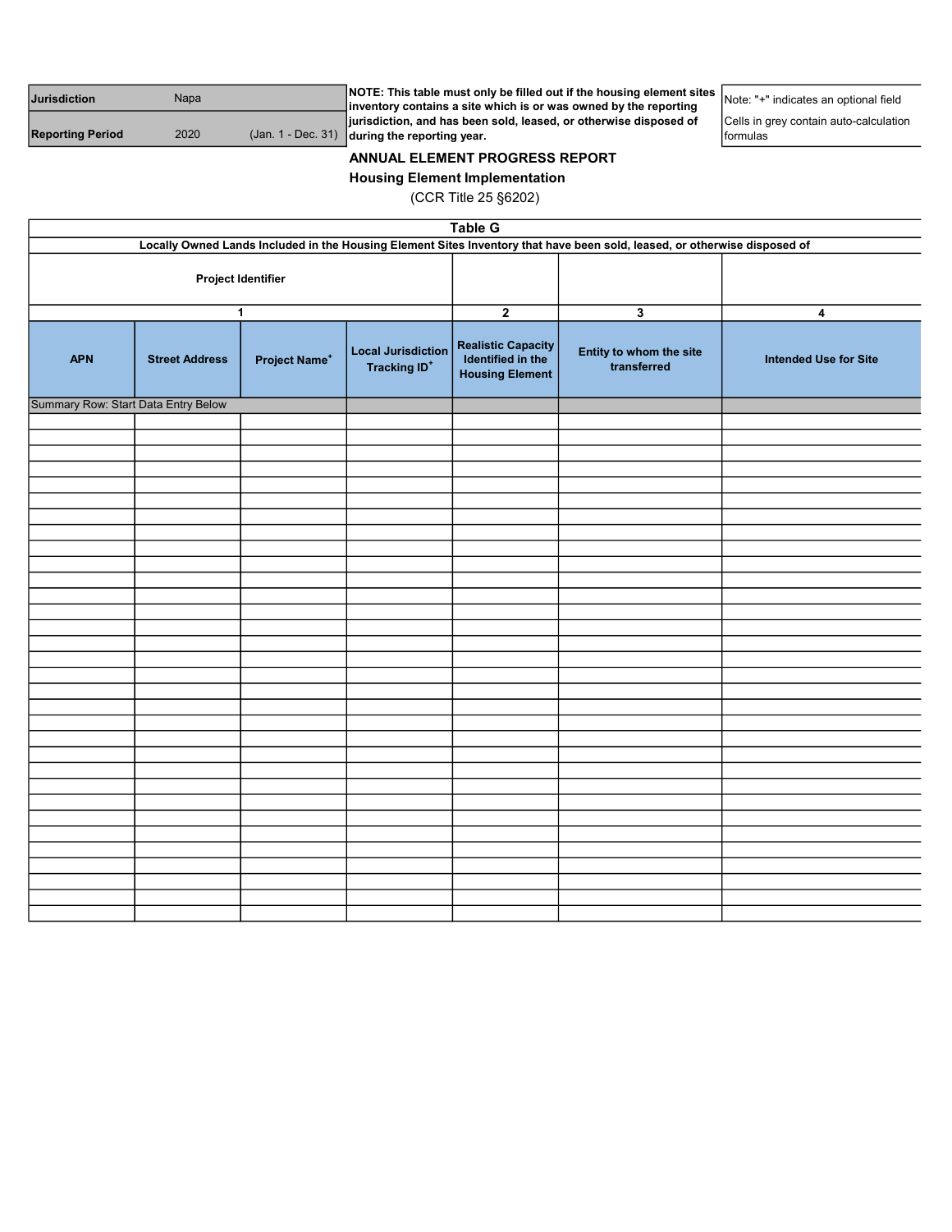| Jurisdiction | Napa | |
|---|---|---|
| Reporting Period | 2020 | (Jan. 1 - Dec. 31) |

**NOTE: This table must only be filled out if the housing element sites inventory contains a site which is or was owned by the reporting jurisdiction, and has been sold, leased, or otherwise disposed of during the reporting year.**

Note: "+" indicates an optional field

Cells in grey contain auto-calculation formulas

**ANNUAL ELEMENT PROGRESS REPORT**

**Housing Element Implementation**

(CCR Title 25 §6202)

**Table G**

**Locally Owned Lands Included in the Housing Element Sites Inventory that have been sold, leased, or otherwise disposed of**

| Project Identifier | | | | | | |
|---|---|---|---|---|---|---|
| 1 | | | | 2 | 3 | 4 |
| APN | Street Address | Project Name+ | Local Jurisdiction Tracking ID+ | Realistic Capacity Identified in the Housing Element | Entity to whom the site transferred | Intended Use for Site |
| Summary Row: Start Data Entry Below | | | | | | |
| | | | | | | |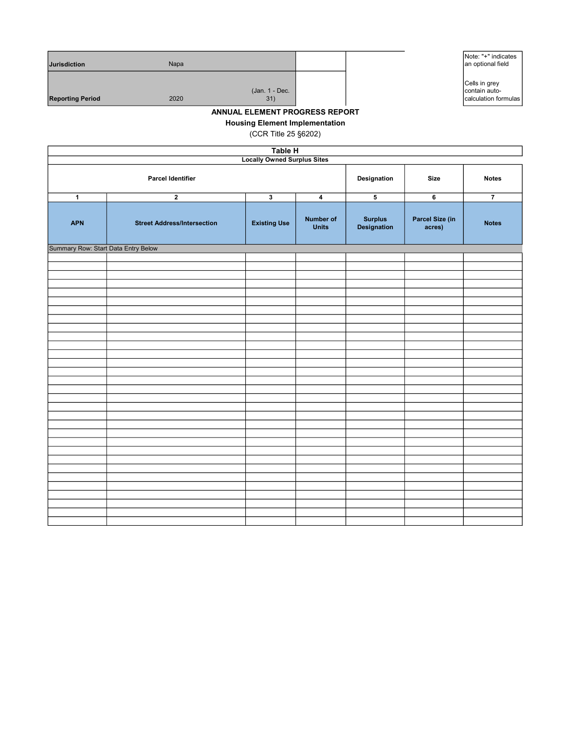| Jurisdiction | Napa | |
|---|---|---|
| Reporting Period | 2020 | (Jan. 1 - Dec. 31) |

Note: "+" indicates an optional field

Cells in grey contain auto-calculation formulas

## ANNUAL ELEMENT PROGRESS REPORT
### Housing Element Implementation
(CCR Title 25 §6202)

**Table H**

**Locally Owned Surplus Sites**

| Parcel Identifier | | | | Designation | Size | Notes |
|---|---|---|---|---|---|---|
| 1 | 2 | 3 | 4 | 5 | 6 | 7 |
| APN | Street Address/Intersection | Existing Use | Number of Units | Surplus Designation | Parcel Size (in acres) | Notes |
| Summary Row: Start Data Entry Below | | | | | | |
| | | | | | | |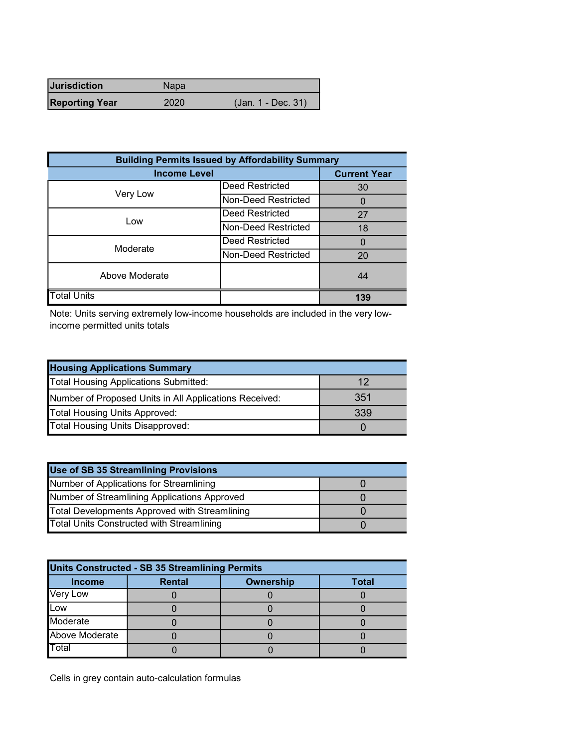| Jurisdiction | Napa | |
|---|---|---|
| Reporting Year | 2020 | (Jan. 1 - Dec. 31) |

| Building Permits Issued by Affordability Summary | | |
|---|---|---|
| Income Level | | Current Year |
| Very Low | Deed Restricted | 30 |
| | Non-Deed Restricted | 0 |
| Low | Deed Restricted | 27 |
| | Non-Deed Restricted | 18 |
| Moderate | Deed Restricted | 0 |
| | Non-Deed Restricted | 20 |
| Above Moderate | | 44 |
| Total Units | | **139** |

Note: Units serving extremely low-income households are included in the very low-income permitted units totals

| Housing Applications Summary | |
|---|---|
| Total Housing Applications Submitted: | 12 |
| Number of Proposed Units in All Applications Received: | 351 |
| Total Housing Units Approved: | 339 |
| Total Housing Units Disapproved: | 0 |

| Use of SB 35 Streamlining Provisions | |
|---|---|
| Number of Applications for Streamlining | 0 |
| Number of Streamlining Applications Approved | 0 |
| Total Developments Approved with Streamlining | 0 |
| Total Units Constructed with Streamlining | 0 |

| Units Constructed - SB 35 Streamlining Permits | | | |
|---|---|---|---|
| Income | Rental | Ownership | Total |
| Very Low | 0 | 0 | 0 |
| Low | 0 | 0 | 0 |
| Moderate | 0 | 0 | 0 |
| Above Moderate | 0 | 0 | 0 |
| Total | 0 | 0 | 0 |

Cells in grey contain auto-calculation formulas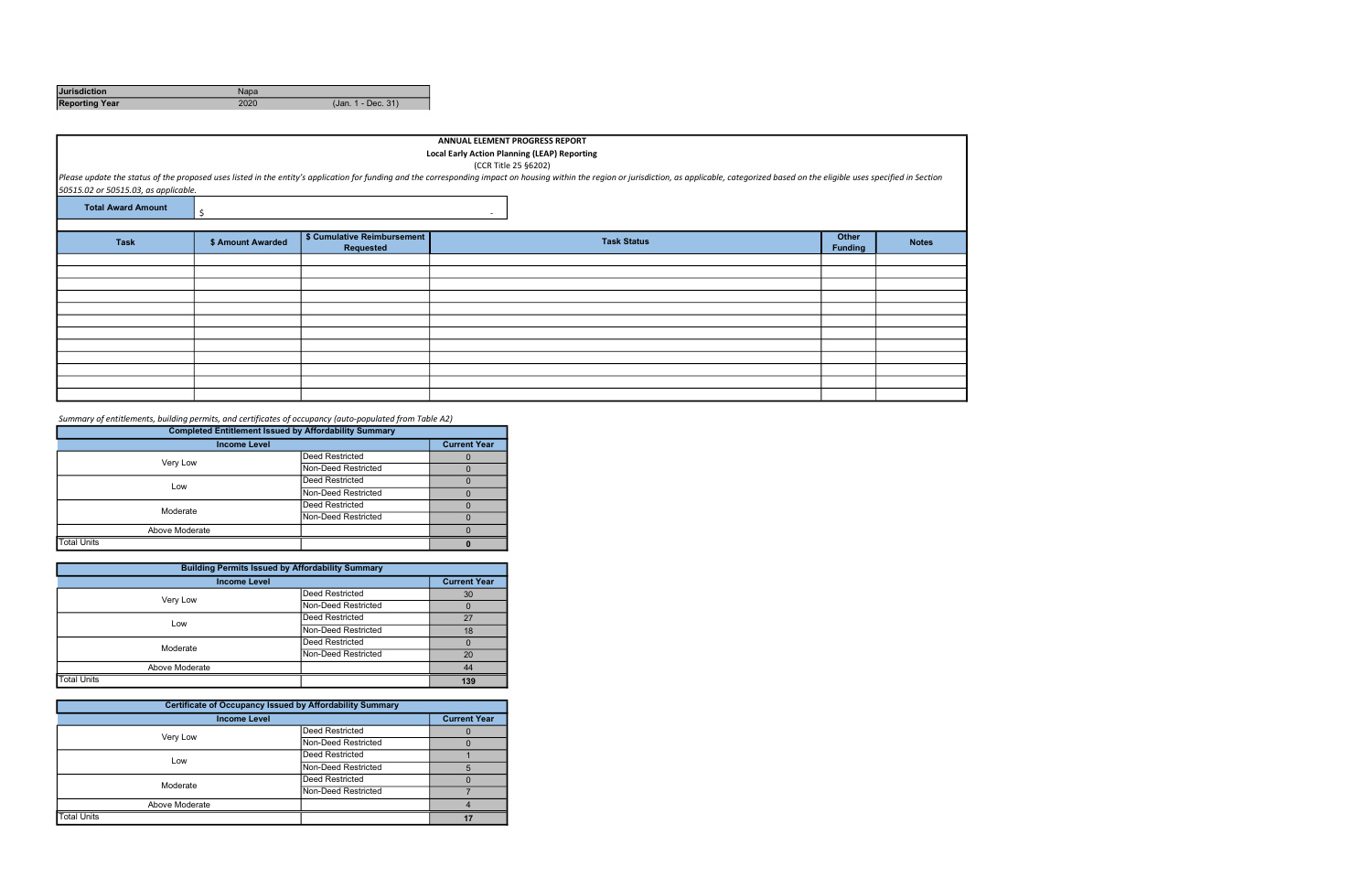| | | |
|---|---|---|
| **Jurisdiction** | Napa | |
| **Reporting Year** | 2020 | (Jan. 1 - Dec. 31) |

**ANNUAL ELEMENT PROGRESS REPORT**

**Local Early Action Planning (LEAP) Reporting**

(CCR Title 25 §6202)

*Please update the status of the proposed uses listed in the entity's application for funding and the corresponding impact on housing within the region or jurisdiction, as applicable, categorized based on the eligible uses specified in Section 50515.02 or 50515.03, as applicable.*

| **Total Award Amount** | $ - |
|---|---|

| Task | $ Amount Awarded | $ Cumulative Reimbursement Requested | Task Status | Other Funding | Notes |
|---|---|---|---|---|---|
| | | | | | |
| | | | | | |
| | | | | | |
| | | | | | |
| | | | | | |
| | | | | | |
| | | | | | |
| | | | | | |
| | | | | | |
| | | | | | |
| | | | | | |
| | | | | | |

*Summary of entitlements, building permits, and certificates of occupancy (auto-populated from Table A2)*

| Completed Entitlement Issued by Affordability Summary | | |
|---|---|---|
| **Income Level** | | **Current Year** |
| Very Low | Deed Restricted | 0 |
| | Non-Deed Restricted | 0 |
| Low | Deed Restricted | 0 |
| | Non-Deed Restricted | 0 |
| Moderate | Deed Restricted | 0 |
| | Non-Deed Restricted | 0 |
| Above Moderate | | 0 |
| Total Units | | **0** |

| Building Permits Issued by Affordability Summary | | |
|---|---|---|
| **Income Level** | | **Current Year** |
| Very Low | Deed Restricted | 30 |
| | Non-Deed Restricted | 0 |
| Low | Deed Restricted | 27 |
| | Non-Deed Restricted | 18 |
| Moderate | Deed Restricted | 0 |
| | Non-Deed Restricted | 20 |
| Above Moderate | | 44 |
| Total Units | | **139** |

| Certificate of Occupancy Issued by Affordability Summary | | |
|---|---|---|
| **Income Level** | | **Current Year** |
| Very Low | Deed Restricted | 0 |
| | Non-Deed Restricted | 0 |
| Low | Deed Restricted | 1 |
| | Non-Deed Restricted | 5 |
| Moderate | Deed Restricted | 0 |
| | Non-Deed Restricted | 7 |
| Above Moderate | | 4 |
| Total Units | | **17** |